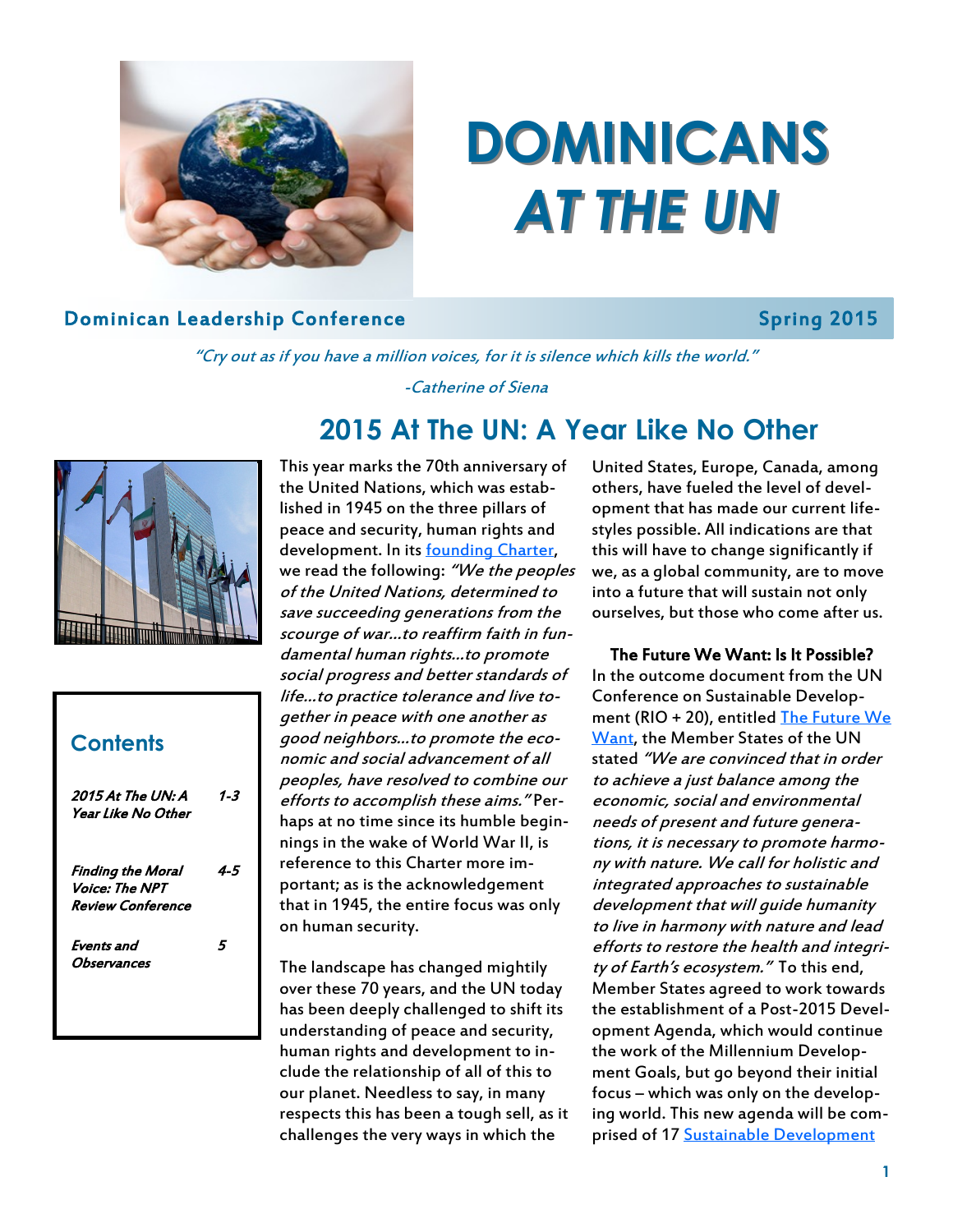# DOMINICANS *AT THE UN*

**Dominican Leadership Conference** — **Spring 2015**

*"Cry out as if you have a million voices, for it is silence which kills the world."*

*-Catherine of Siena*

## Contents

| | |
|---|---|
| *2015 At The UN: A Year Like No Other* | 1-3 |
| *Finding the Moral Voice: The NPT Review Conference* | 4-5 |
| *Events and Observances* | 5 |

## 2015 At The UN: A Year Like No Other

This year marks the 70th anniversary of the United Nations, which was established in 1945 on the three pillars of peace and security, human rights and development. In its founding Charter, we read the following: *"We the peoples of the United Nations, determined to save succeeding generations from the scourge of war…to reaffirm faith in fundamental human rights…to promote social progress and better standards of life…to practice tolerance and live together in peace with one another as good neighbors…to promote the economic and social advancement of all peoples, have resolved to combine our efforts to accomplish these aims."* Perhaps at no time since its humble beginnings in the wake of World War II, is reference to this Charter more important; as is the acknowledgement that in 1945, the entire focus was only on human security.

The landscape has changed mightily over these 70 years, and the UN today has been deeply challenged to shift its understanding of peace and security, human rights and development to include the relationship of all of this to our planet. Needless to say, in many respects this has been a tough sell, as it challenges the very ways in which the United States, Europe, Canada, among others, have fueled the level of development that has made our current lifestyles possible. All indications are that this will have to change significantly if we, as a global community, are to move into a future that will sustain not only ourselves, but those who come after us.

**The Future We Want: Is It Possible?**

In the outcome document from the UN Conference on Sustainable Development (RIO + 20), entitled The Future We Want, the Member States of the UN stated *"We are convinced that in order to achieve a just balance among the economic, social and environmental needs of present and future generations, it is necessary to promote harmony with nature. We call for holistic and integrated approaches to sustainable development that will guide humanity to live in harmony with nature and lead efforts to restore the health and integrity of Earth's ecosystem."* To this end, Member States agreed to work towards the establishment of a Post-2015 Development Agenda, which would continue the work of the Millennium Development Goals, but go beyond their initial focus – which was only on the developing world. This new agenda will be comprised of 17 Sustainable Development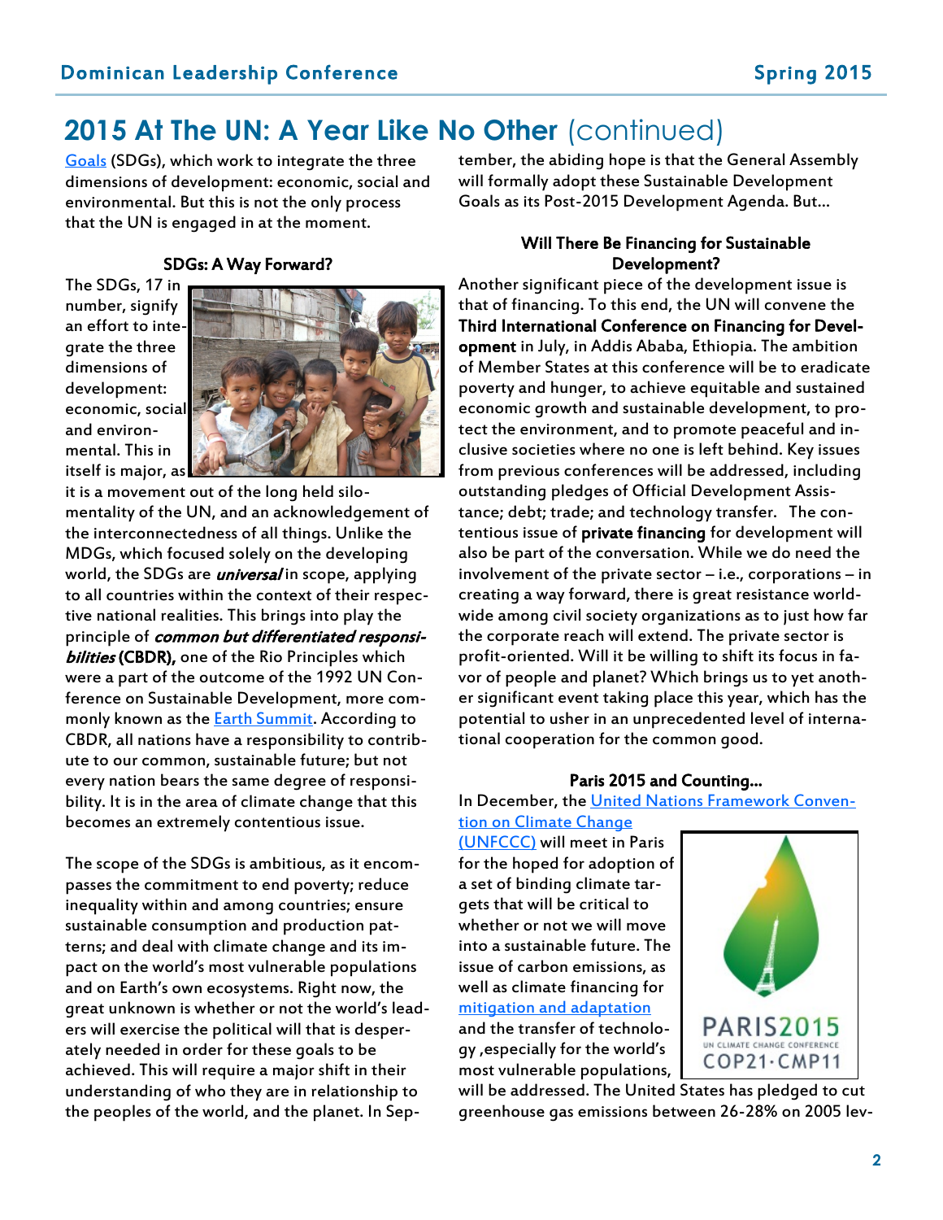# 2015 At The UN: A Year Like No Other (continued)

Goals (SDGs), which work to integrate the three dimensions of development: economic, social and environmental. But this is not the only process that the UN is engaged in at the moment.

### SDGs: A Way Forward?

The SDGs, 17 in number, signify an effort to integrate the three dimensions of development: economic, social and environmental. This in itself is major, as it is a movement out of the long held silo-mentality of the UN, and an acknowledgement of the interconnectedness of all things. Unlike the MDGs, which focused solely on the developing world, the SDGs are ***universal*** in scope, applying to all countries within the context of their respective national realities. This brings into play the principle of ***common but differentiated responsibilities* (CBDR),** one of the Rio Principles which were a part of the outcome of the 1992 UN Conference on Sustainable Development, more commonly known as the Earth Summit. According to CBDR, all nations have a responsibility to contribute to our common, sustainable future; but not every nation bears the same degree of responsibility. It is in the area of climate change that this becomes an extremely contentious issue.

The scope of the SDGs is ambitious, as it encompasses the commitment to end poverty; reduce inequality within and among countries; ensure sustainable consumption and production patterns; and deal with climate change and its impact on the world's most vulnerable populations and on Earth's own ecosystems. Right now, the great unknown is whether or not the world's leaders will exercise the political will that is desperately needed in order for these goals to be achieved. This will require a major shift in their understanding of who they are in relationship to the peoples of the world, and the planet. In September, the abiding hope is that the General Assembly will formally adopt these Sustainable Development Goals as its Post-2015 Development Agenda. But...

### Will There Be Financing for Sustainable Development?

Another significant piece of the development issue is that of financing. To this end, the UN will convene the **Third International Conference on Financing for Development** in July, in Addis Ababa, Ethiopia. The ambition of Member States at this conference will be to eradicate poverty and hunger, to achieve equitable and sustained economic growth and sustainable development, to protect the environment, and to promote peaceful and inclusive societies where no one is left behind. Key issues from previous conferences will be addressed, including outstanding pledges of Official Development Assistance; debt; trade; and technology transfer. The contentious issue of **private financing** for development will also be part of the conversation. While we do need the involvement of the private sector – i.e., corporations – in creating a way forward, there is great resistance worldwide among civil society organizations as to just how far the corporate reach will extend. The private sector is profit-oriented. Will it be willing to shift its focus in favor of people and planet? Which brings us to yet another significant event taking place this year, which has the potential to usher in an unprecedented level of international cooperation for the common good.

### Paris 2015 and Counting...

In December, the United Nations Framework Convention on Climate Change (UNFCCC) will meet in Paris for the hoped for adoption of a set of binding climate targets that will be critical to whether or not we will move into a sustainable future. The issue of carbon emissions, as well as climate financing for mitigation and adaptation and the transfer of technology ,especially for the world's most vulnerable populations, will be addressed. The United States has pledged to cut greenhouse gas emissions between 26-28% on 2005 lev-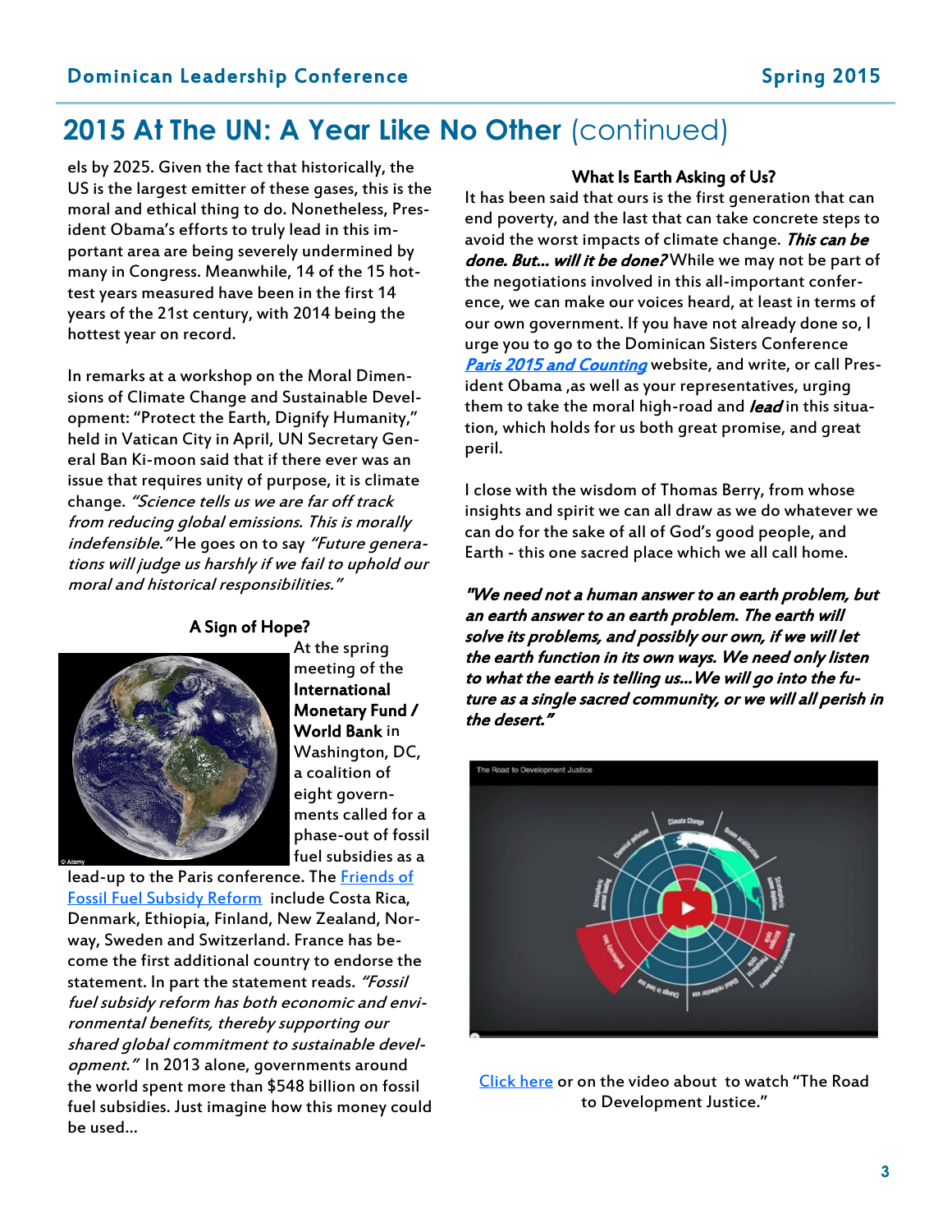## 2015 At The UN: A Year Like No Other (continued)

els by 2025. Given the fact that historically, the US is the largest emitter of these gases, this is the moral and ethical thing to do. Nonetheless, President Obama's efforts to truly lead in this important area are being severely undermined by many in Congress. Meanwhile, 14 of the 15 hottest years measured have been in the first 14 years of the 21st century, with 2014 being the hottest year on record.

In remarks at a workshop on the Moral Dimensions of Climate Change and Sustainable Development: "Protect the Earth, Dignify Humanity," held in Vatican City in April, UN Secretary General Ban Ki-moon said that if there ever was an issue that requires unity of purpose, it is climate change. *"Science tells us we are far off track from reducing global emissions. This is morally indefensible."* He goes on to say *"Future generations will judge us harshly if we fail to uphold our moral and historical responsibilities."*

### A Sign of Hope?

At the spring meeting of the **International Monetary Fund / World Bank** in Washington, DC, a coalition of eight governments called for a phase-out of fossil fuel subsidies as a lead-up to the Paris conference. The Friends of Fossil Fuel Subsidy Reform include Costa Rica, Denmark, Ethiopia, Finland, New Zealand, Norway, Sweden and Switzerland. France has become the first additional country to endorse the statement. In part the statement reads. *"Fossil fuel subsidy reform has both economic and environmental benefits, thereby supporting our shared global commitment to sustainable development."* In 2013 alone, governments around the world spent more than $548 billion on fossil fuel subsidies. Just imagine how this money could be used…

### What Is Earth Asking of Us?

It has been said that ours is the first generation that can end poverty, and the last that can take concrete steps to avoid the worst impacts of climate change. ***This can be done. But… will it be done?*** While we may not be part of the negotiations involved in this all-important conference, we can make our voices heard, at least in terms of our own government. If you have not already done so, I urge you to go to the Dominican Sisters Conference *Paris 2015 and Counting* website, and write, or call President Obama ,as well as your representatives, urging them to take the moral high-road and ***lead*** in this situation, which holds for us both great promise, and great peril.

I close with the wisdom of Thomas Berry, from whose insights and spirit we can all draw as we do whatever we can do for the sake of all of God's good people, and Earth - this one sacred place which we all call home.

***"We need not a human answer to an earth problem, but an earth answer to an earth problem. The earth will solve its problems, and possibly our own, if we will let the earth function in its own ways. We need only listen to what the earth is telling us…We will go into the future as a single sacred community, or we will all perish in the desert."***

Click here or on the video about to watch "The Road to Development Justice."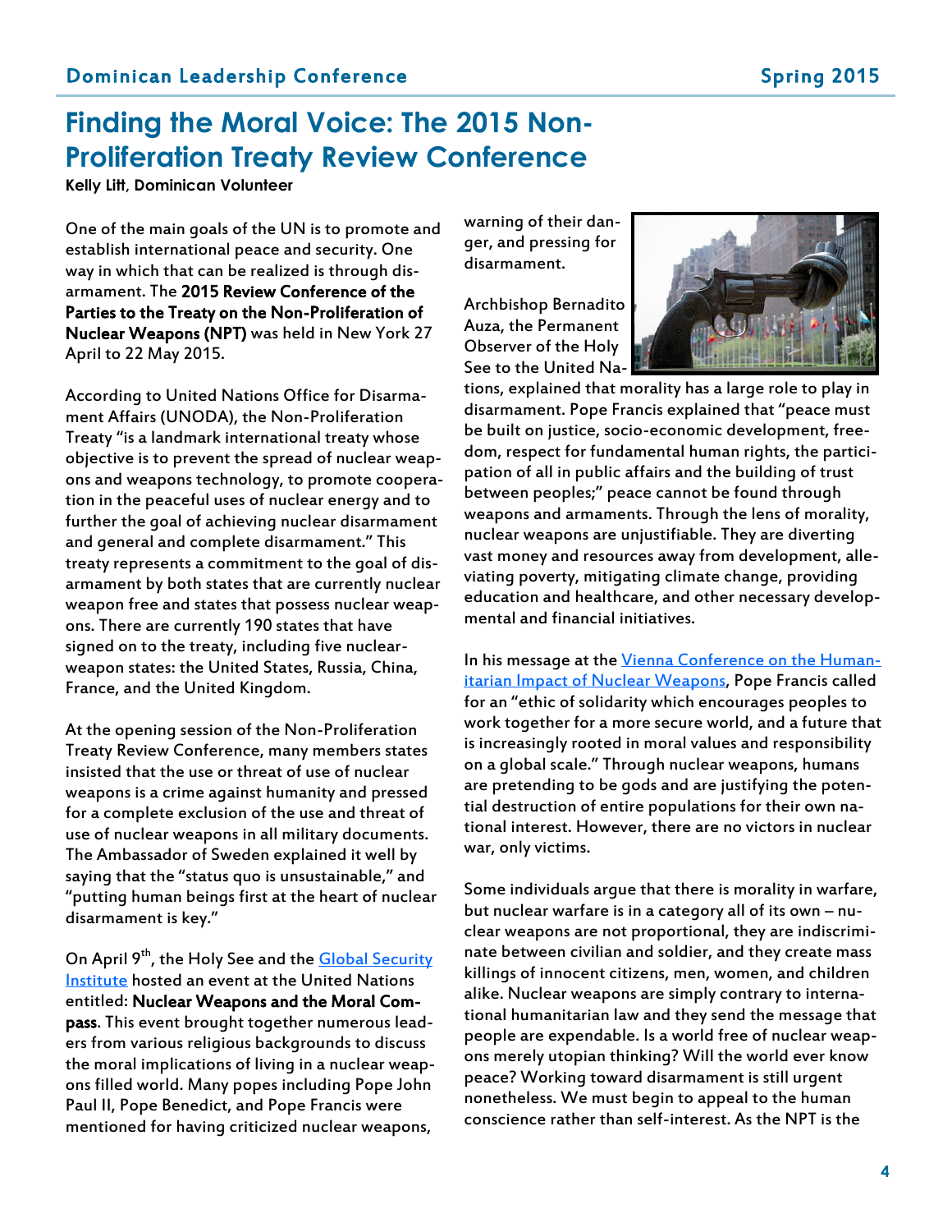# Finding the Moral Voice: The 2015 Non-Proliferation Treaty Review Conference

**Kelly Litt, Dominican Volunteer**

One of the main goals of the UN is to promote and establish international peace and security. One way in which that can be realized is through disarmament. The **2015 Review Conference of the Parties to the Treaty on the Non-Proliferation of Nuclear Weapons (NPT)** was held in New York 27 April to 22 May 2015.

According to United Nations Office for Disarmament Affairs (UNODA), the Non-Proliferation Treaty "is a landmark international treaty whose objective is to prevent the spread of nuclear weapons and weapons technology, to promote cooperation in the peaceful uses of nuclear energy and to further the goal of achieving nuclear disarmament and general and complete disarmament." This treaty represents a commitment to the goal of disarmament by both states that are currently nuclear weapon free and states that possess nuclear weapons. There are currently 190 states that have signed on to the treaty, including five nuclear-weapon states: the United States, Russia, China, France, and the United Kingdom.

At the opening session of the Non-Proliferation Treaty Review Conference, many members states insisted that the use or threat of use of nuclear weapons is a crime against humanity and pressed for a complete exclusion of the use and threat of use of nuclear weapons in all military documents. The Ambassador of Sweden explained it well by saying that the "status quo is unsustainable," and "putting human beings first at the heart of nuclear disarmament is key."

On April 9th, the Holy See and the Global Security Institute hosted an event at the United Nations entitled: **Nuclear Weapons and the Moral Compass**. This event brought together numerous leaders from various religious backgrounds to discuss the moral implications of living in a nuclear weapons filled world. Many popes including Pope John Paul II, Pope Benedict, and Pope Francis were mentioned for having criticized nuclear weapons, warning of their danger, and pressing for disarmament.

Archbishop Bernadito Auza, the Permanent Observer of the Holy See to the United Nations, explained that morality has a large role to play in disarmament. Pope Francis explained that "peace must be built on justice, socio-economic development, freedom, respect for fundamental human rights, the participation of all in public affairs and the building of trust between peoples;" peace cannot be found through weapons and armaments. Through the lens of morality, nuclear weapons are unjustifiable. They are diverting vast money and resources away from development, alleviating poverty, mitigating climate change, providing education and healthcare, and other necessary developmental and financial initiatives.

In his message at the Vienna Conference on the Humanitarian Impact of Nuclear Weapons, Pope Francis called for an "ethic of solidarity which encourages peoples to work together for a more secure world, and a future that is increasingly rooted in moral values and responsibility on a global scale." Through nuclear weapons, humans are pretending to be gods and are justifying the potential destruction of entire populations for their own national interest. However, there are no victors in nuclear war, only victims.

Some individuals argue that there is morality in warfare, but nuclear warfare is in a category all of its own – nuclear weapons are not proportional, they are indiscriminate between civilian and soldier, and they create mass killings of innocent citizens, men, women, and children alike. Nuclear weapons are simply contrary to international humanitarian law and they send the message that people are expendable. Is a world free of nuclear weapons merely utopian thinking? Will the world ever know peace? Working toward disarmament is still urgent nonetheless. We must begin to appeal to the human conscience rather than self-interest. As the NPT is the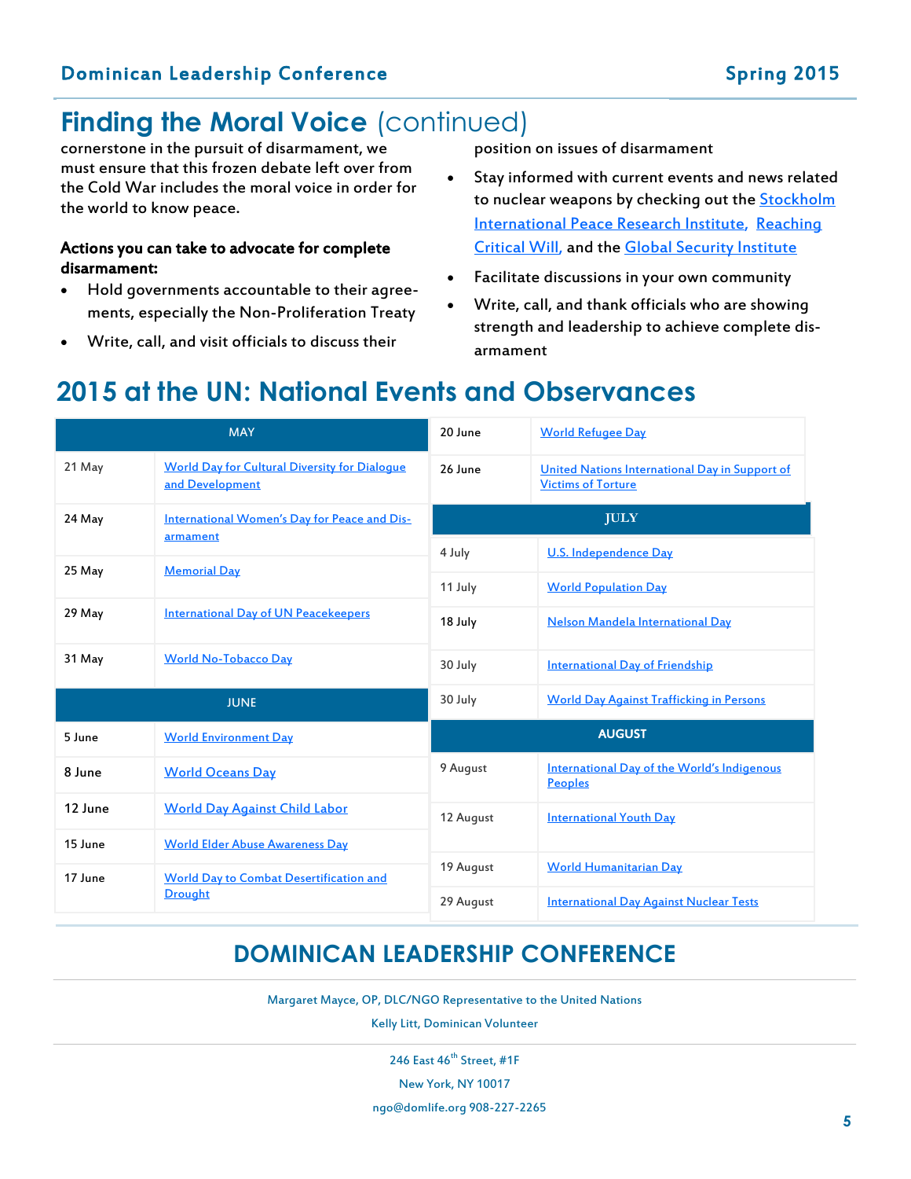# Finding the Moral Voice (continued)

cornerstone in the pursuit of disarmament, we must ensure that this frozen debate left over from the Cold War includes the moral voice in order for the world to know peace.

**Actions you can take to advocate for complete disarmament:**

- Hold governments accountable to their agreements, especially the Non-Proliferation Treaty
- Write, call, and visit officials to discuss their position on issues of disarmament
- Stay informed with current events and news related to nuclear weapons by checking out the Stockholm International Peace Research Institute, Reaching Critical Will, and the Global Security Institute
- Facilitate discussions in your own community
- Write, call, and thank officials who are showing strength and leadership to achieve complete disarmament

# 2015 at the UN: National Events and Observances

| MAY | |
|---|---|
| 21 May | World Day for Cultural Diversity for Dialogue and Development |
| 24 May | International Women's Day for Peace and Disarmament |
| 25 May | Memorial Day |
| 29 May | International Day of UN Peacekeepers |
| 31 May | World No-Tobacco Day |
| **JUNE** | |
| 5 June | World Environment Day |
| 8 June | World Oceans Day |
| 12 June | World Day Against Child Labor |
| 15 June | World Elder Abuse Awareness Day |
| 17 June | World Day to Combat Desertification and Drought |
| 20 June | World Refugee Day |
| 26 June | United Nations International Day in Support of Victims of Torture |
| **JULY** | |
| 4 July | U.S. Independence Day |
| 11 July | World Population Day |
| 18 July | Nelson Mandela International Day |
| 30 July | International Day of Friendship |
| 30 July | World Day Against Trafficking in Persons |
| **AUGUST** | |
| 9 August | International Day of the World's Indigenous Peoples |
| 12 August | International Youth Day |
| 19 August | World Humanitarian Day |
| 29 August | International Day Against Nuclear Tests |

## DOMINICAN LEADERSHIP CONFERENCE

Margaret Mayce, OP, DLC/NGO Representative to the United Nations

Kelly Litt, Dominican Volunteer

246 East 46th Street, #1F

New York, NY 10017

ngo@domlife.org 908-227-2265